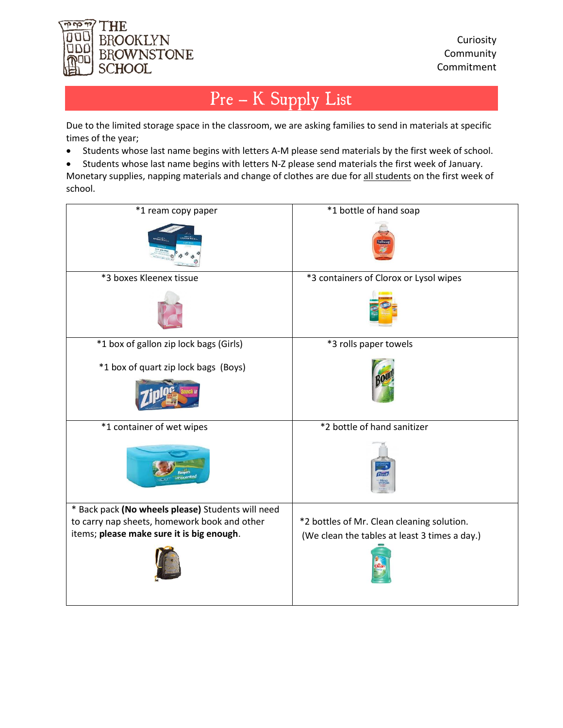THE BROOKLYN BROWNSTONE SCHOOL

Curiosity
Community
Commitment

# Pre – K Supply List

Due to the limited storage space in the classroom, we are asking families to send in materials at specific times of the year;

- Students whose last name begins with letters A-M please send materials by the first week of school.
- Students whose last name begins with letters N-Z please send materials the first week of January.

Monetary supplies, napping materials and change of clothes are due for all students on the first week of school.

| | |
|---|---|
| *1 ream copy paper | *1 bottle of hand soap |
| *3 boxes Kleenex tissue | *3 containers of Clorox or Lysol wipes |
| *1 box of gallon zip lock bags (Girls)<br><br>*1 box of quart zip lock bags (Boys) | *3 rolls paper towels |
| *1 container of wet wipes | *2 bottle of hand sanitizer |
| * Back pack **(No wheels please)** Students will need to carry nap sheets, homework book and other items; **please make sure it is big enough**. | *2 bottles of Mr. Clean cleaning solution.<br>(We clean the tables at least 3 times a day.) |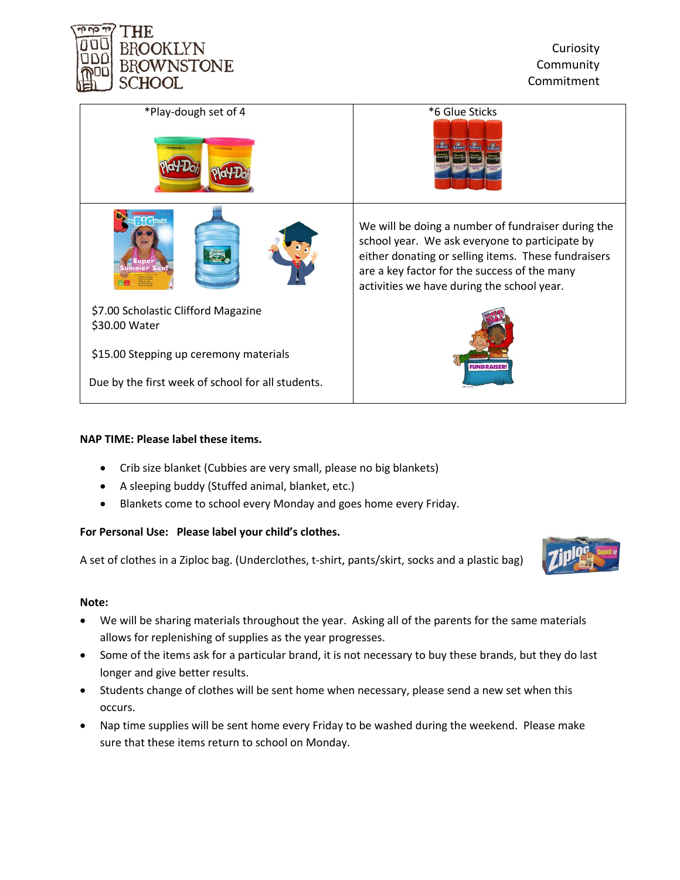THE BROOKLYN BROWNSTONE SCHOOL

Curiosity
Community
Commitment

| | |
|---|---|
| *Play-dough set of 4 | *6 Glue Sticks |
| $7.00 Scholastic Clifford Magazine<br>$30.00 Water<br><br>$15.00 Stepping up ceremony materials<br><br>Due by the first week of school for all students. | We will be doing a number of fundraiser during the school year. We ask everyone to participate by either donating or selling items. These fundraisers are a key factor for the success of the many activities we have during the school year. |

**NAP TIME: Please label these items.**

- Crib size blanket (Cubbies are very small, please no big blankets)
- A sleeping buddy (Stuffed animal, blanket, etc.)
- Blankets come to school every Monday and goes home every Friday.

**For Personal Use: Please label your child's clothes.**

A set of clothes in a Ziploc bag. (Underclothes, t-shirt, pants/skirt, socks and a plastic bag)

**Note:**

- We will be sharing materials throughout the year. Asking all of the parents for the same materials allows for replenishing of supplies as the year progresses.
- Some of the items ask for a particular brand, it is not necessary to buy these brands, but they do last longer and give better results.
- Students change of clothes will be sent home when necessary, please send a new set when this occurs.
- Nap time supplies will be sent home every Friday to be washed during the weekend. Please make sure that these items return to school on Monday.